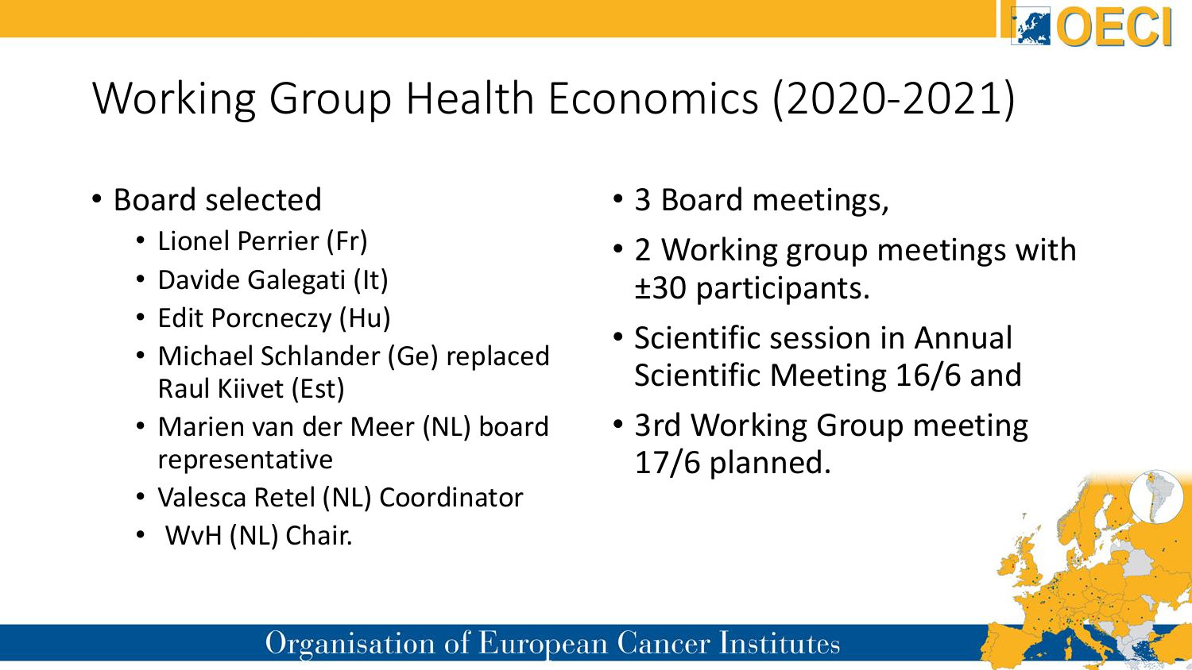# Working Group Health Economics (2020-2021)

- Board selected
  - Lionel Perrier (Fr)
  - Davide Galegati (It)
  - Edit Porcneczy (Hu)
  - Michael Schlander (Ge) replaced Raul Kiivet (Est)
  - Marien van der Meer (NL) board representative
  - Valesca Retel (NL) Coordinator
  - WvH (NL) Chair.
- 3 Board meetings,
- 2 Working group meetings with ±30 participants.
- Scientific session in Annual Scientific Meeting 16/6 and
- 3rd Working Group meeting 17/6 planned.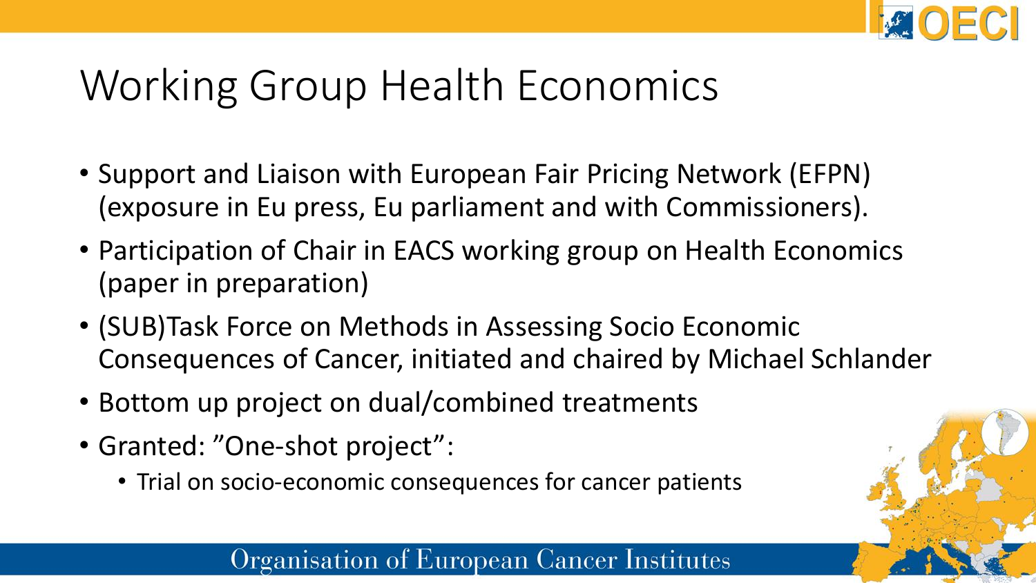# Working Group Health Economics

- Support and Liaison with European Fair Pricing Network (EFPN) (exposure in Eu press, Eu parliament and with Commissioners).
- Participation of Chair in EACS working group on Health Economics (paper in preparation)
- (SUB)Task Force on Methods in Assessing Socio Economic Consequences of Cancer, initiated and chaired by Michael Schlander
- Bottom up project on dual/combined treatments
- Granted: "One-shot project":
  - Trial on socio-economic consequences for cancer patients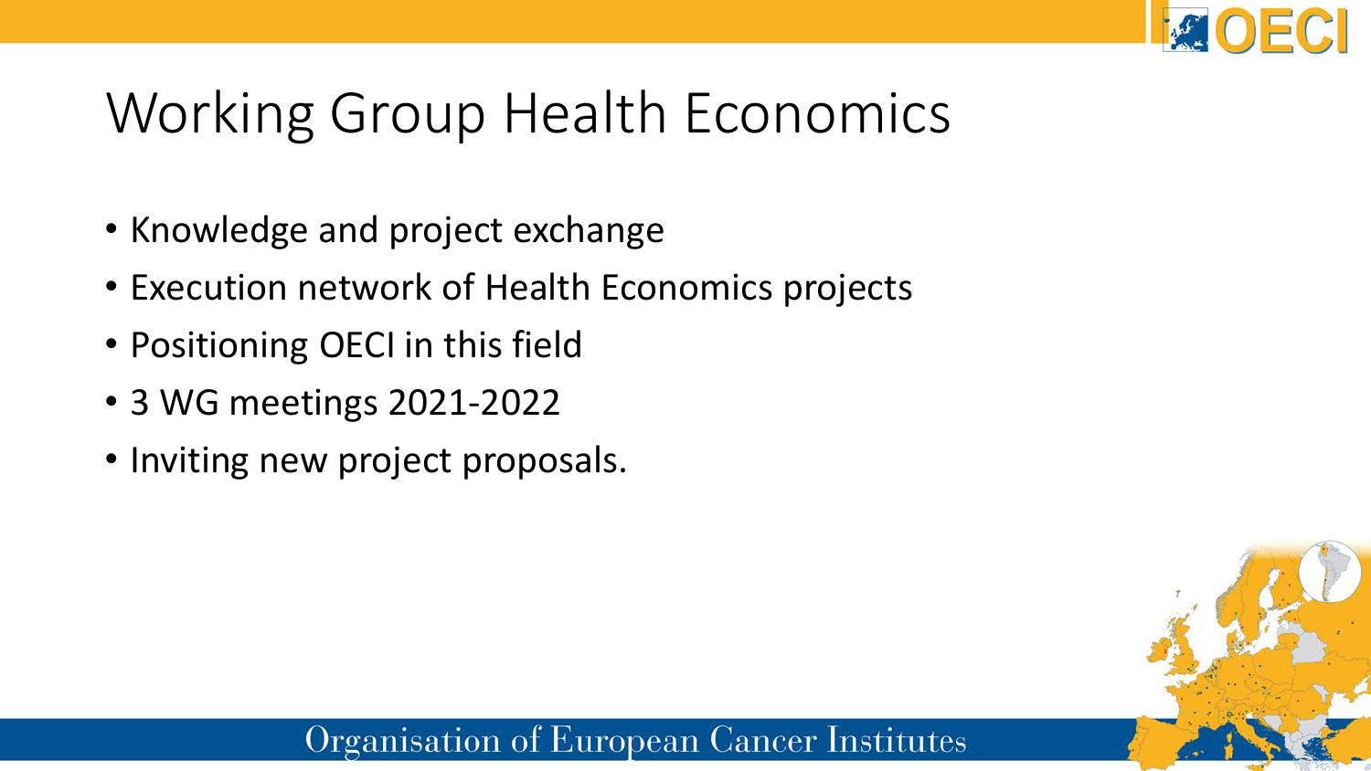# Working Group Health Economics

- Knowledge and project exchange
- Execution network of Health Economics projects
- Positioning OECI in this field
- 3 WG meetings 2021-2022
- Inviting new project proposals.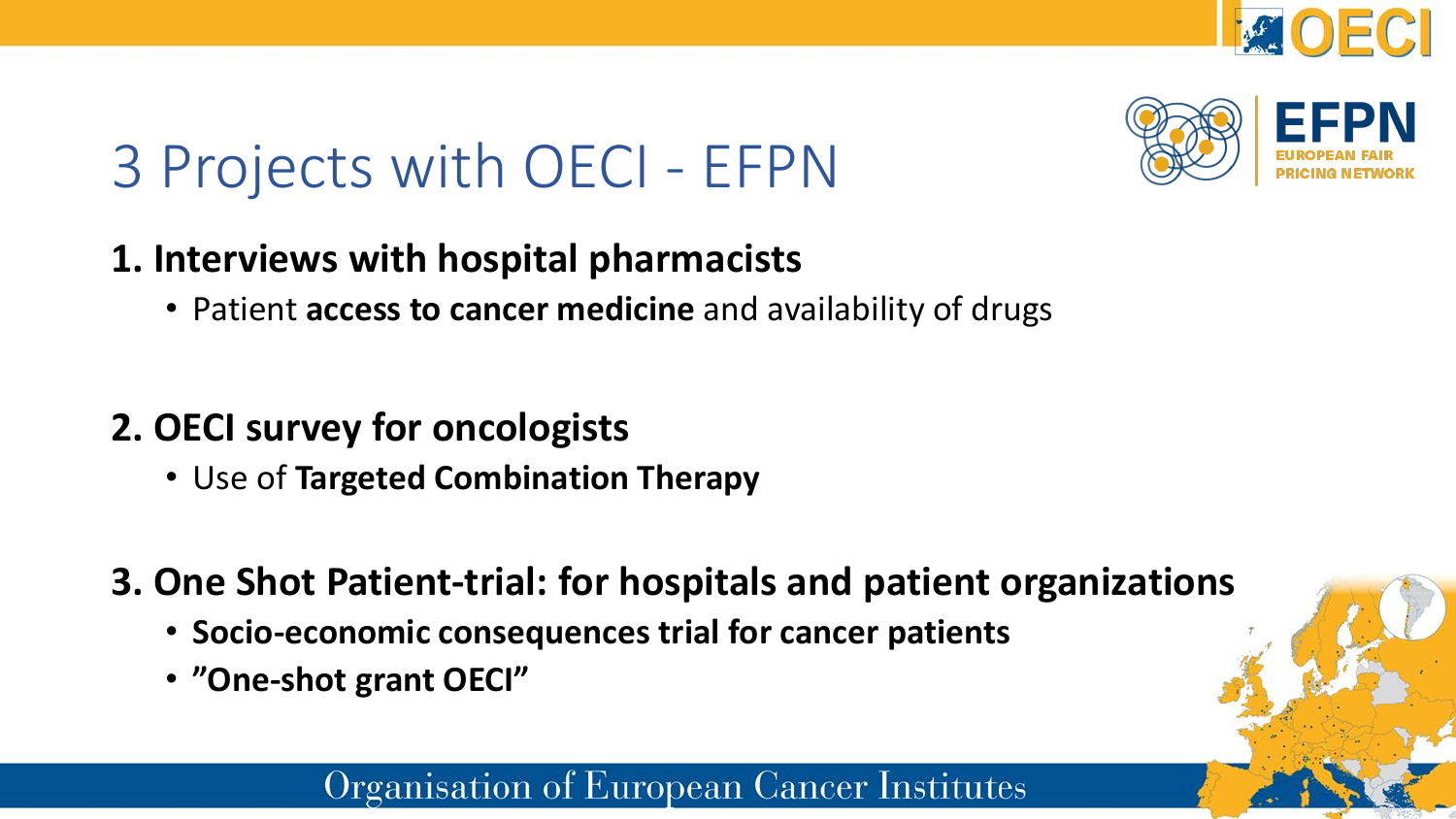# 3 Projects with OECI - EFPN

## 1. Interviews with hospital pharmacists

- Patient **access to cancer medicine** and availability of drugs

## 2. OECI survey for oncologists

- Use of **Targeted Combination Therapy**

## 3. One Shot Patient-trial: for hospitals and patient organizations

- **Socio-economic consequences trial for cancer patients**
- **"One-shot grant OECI"**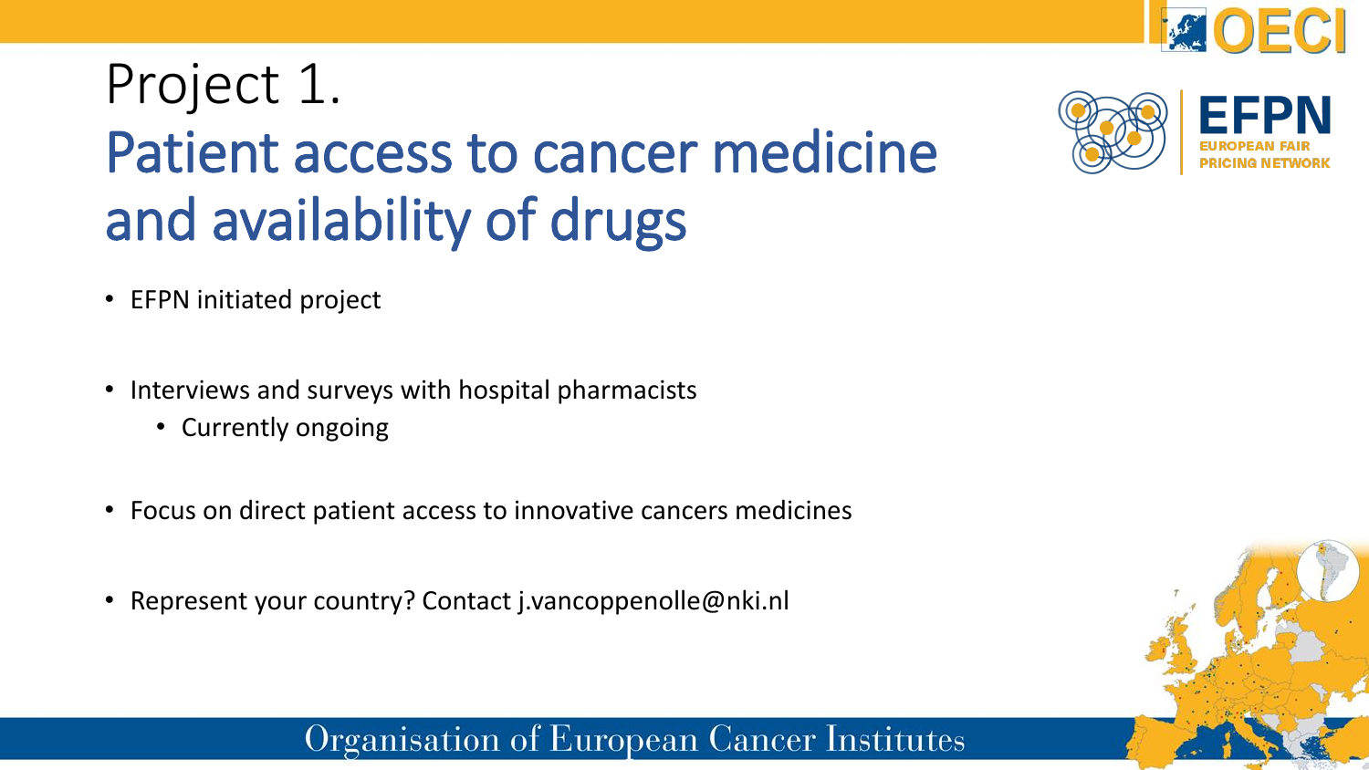# Project 1.
## Patient access to cancer medicine and availability of drugs

- EFPN initiated project
- Interviews and surveys with hospital pharmacists
  - Currently ongoing
- Focus on direct patient access to innovative cancers medicines
- Represent your country? Contact j.vancoppenolle@nki.nl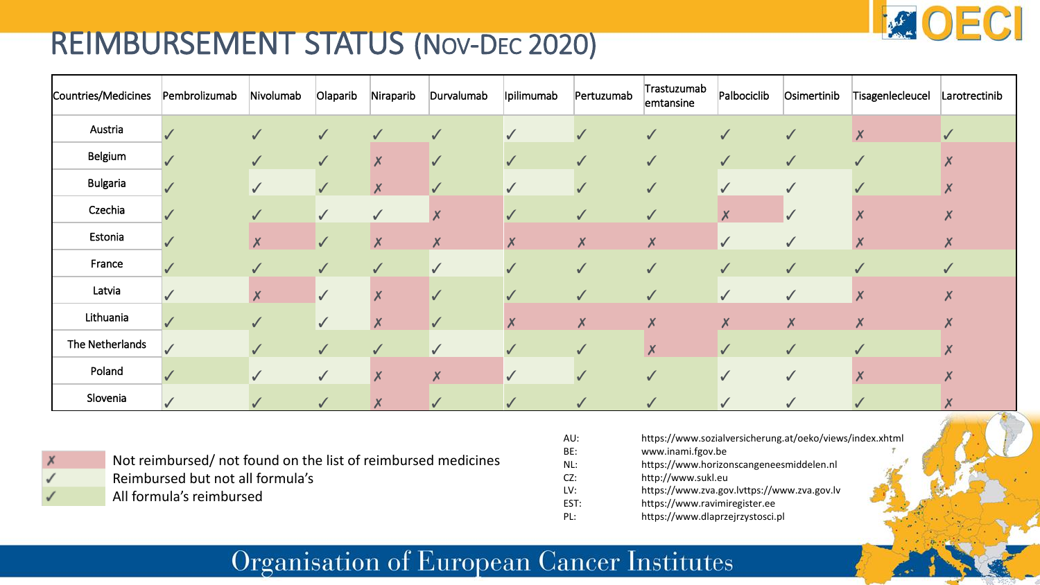# REIMBURSEMENT STATUS (Nov-Dec 2020)

| Countries/Medicines | Pembrolizumab | Nivolumab | Olaparib | Niraparib | Durvalumab | Ipilimumab | Pertuzumab | Trastuzumab emtansine | Palbociclib | Osimertinib | Tisagenlecleucel | Larotrectinib |
|---|---|---|---|---|---|---|---|---|---|---|---|---|
| Austria | ✓ | ✓ | ✓ | ✓ | ✓ | ✓ | ✓ | ✓ | ✓ | ✓ | ✗ | ✓ |
| Belgium | ✓ | ✓ | ✓ | ✗ | ✓ | ✓ | ✓ | ✓ | ✓ | ✓ | ✓ | ✗ |
| Bulgaria | ✓ | ✓ | ✓ | ✗ | ✓ | ✓ | ✓ | ✓ | ✓ | ✓ | ✓ | ✗ |
| Czechia | ✓ | ✓ | ✓ | ✓ | ✗ | ✓ | ✓ | ✓ | ✗ | ✓ | ✗ | ✗ |
| Estonia | ✓ | ✗ | ✓ | ✗ | ✗ | ✗ | ✗ | ✗ | ✓ | ✓ | ✗ | ✗ |
| France | ✓ | ✓ | ✓ | ✓ | ✓ | ✓ | ✓ | ✓ | ✓ | ✓ | ✓ | ✓ |
| Latvia | ✓ | ✗ | ✓ | ✗ | ✓ | ✓ | ✓ | ✓ | ✓ | ✓ | ✗ | ✗ |
| Lithuania | ✓ | ✓ | ✓ | ✗ | ✓ | ✗ | ✗ | ✗ | ✗ | ✗ | ✗ | ✗ |
| The Netherlands | ✓ | ✓ | ✓ | ✓ | ✓ | ✓ | ✓ | ✗ | ✓ | ✓ | ✓ | ✗ |
| Poland | ✓ | ✓ | ✓ | ✗ | ✗ | ✓ | ✓ | ✓ | ✓ | ✓ | ✗ | ✗ |
| Slovenia | ✓ | ✓ | ✓ | ✗ | ✓ | ✓ | ✓ | ✓ | ✓ | ✓ | ✓ | ✗ |

- ✗ Not reimbursed/ not found on the list of reimbursed medicines
- ✓ Reimbursed but not all formula's
- ✓ All formula's reimbursed

| | |
|---|---|
| AU: | https://www.sozialversicherung.at/oeko/views/index.xhtml |
| BE: | www.inami.fgov.be |
| NL: | https://www.horizonscangeneesmiddelen.nl |
| CZ: | http://www.sukl.eu |
| LV: | https://www.zva.gov.lvttps://www.zva.gov.lv |
| EST: | https://www.ravimiregister.ee |
| PL: | https://www.dlaprzejrzystosci.pl |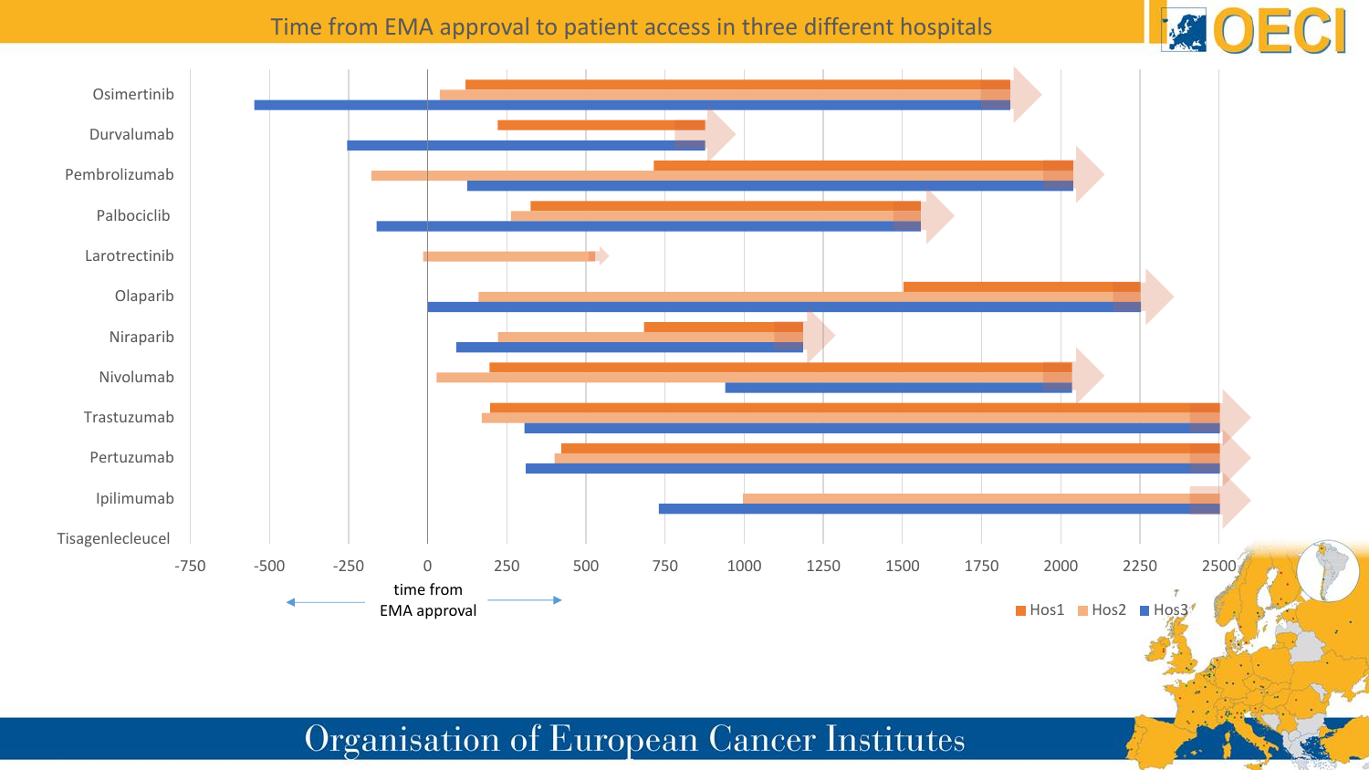# Time from EMA approval to patient access in three different hospitals

Osimertinib

Durvalumab

Pembrolizumab

Palbociclib

Larotrectinib

Olaparib

Niraparib

Nivolumab

Trastuzumab

Pertuzumab

Ipilimumab

Tisagenlecleucel

-750 -500 -250 0 250 500 750 1000 1250 1500 1750 2000 2250 2500

← time from EMA approval →

Hos1 Hos2 Hos3

Organisation of European Cancer Institutes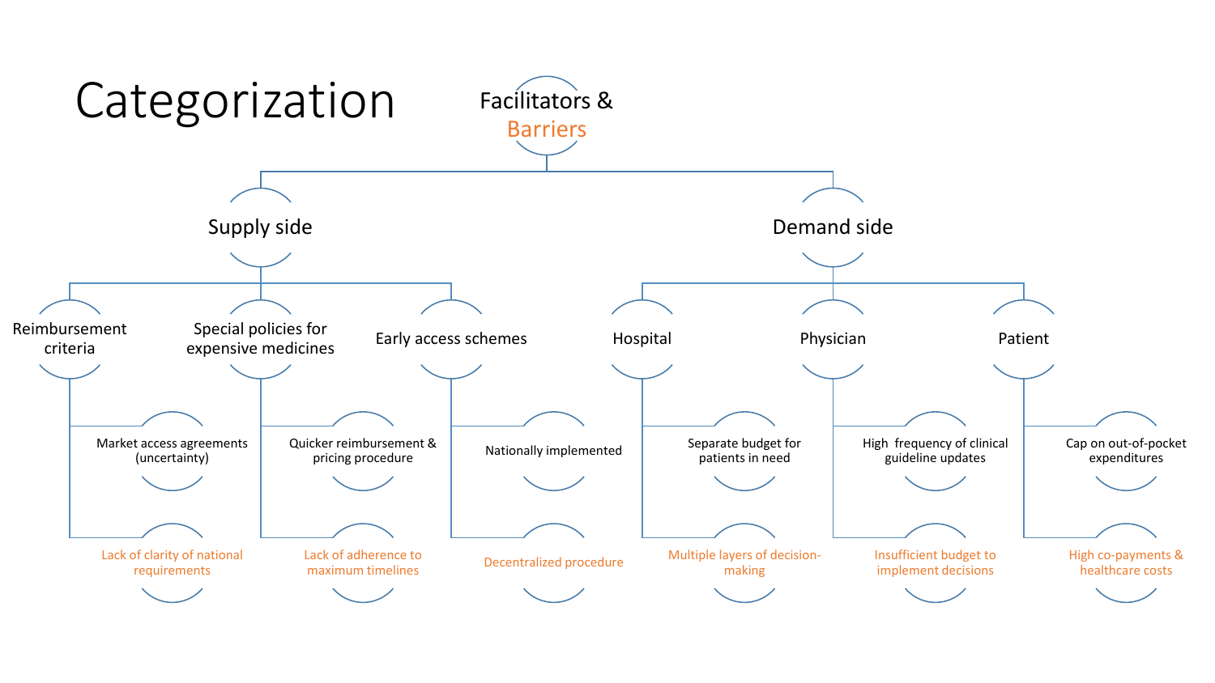# Categorization

**Facilitators & Barriers**

- **Supply side**
  - **Reimbursement criteria**
    - Market access agreements (uncertainty)
    - Lack of clarity of national requirements
  - **Special policies for expensive medicines**
    - Quicker reimbursement & pricing procedure
    - Lack of adherence to maximum timelines
  - **Early access schemes**
    - Nationally implemented
    - Decentralized procedure
- **Demand side**
  - **Hospital**
    - Separate budget for patients in need
    - Multiple layers of decision-making
  - **Physician**
    - High frequency of clinical guideline updates
    - Insufficient budget to implement decisions
  - **Patient**
    - Cap on out-of-pocket expenditures
    - High co-payments & healthcare costs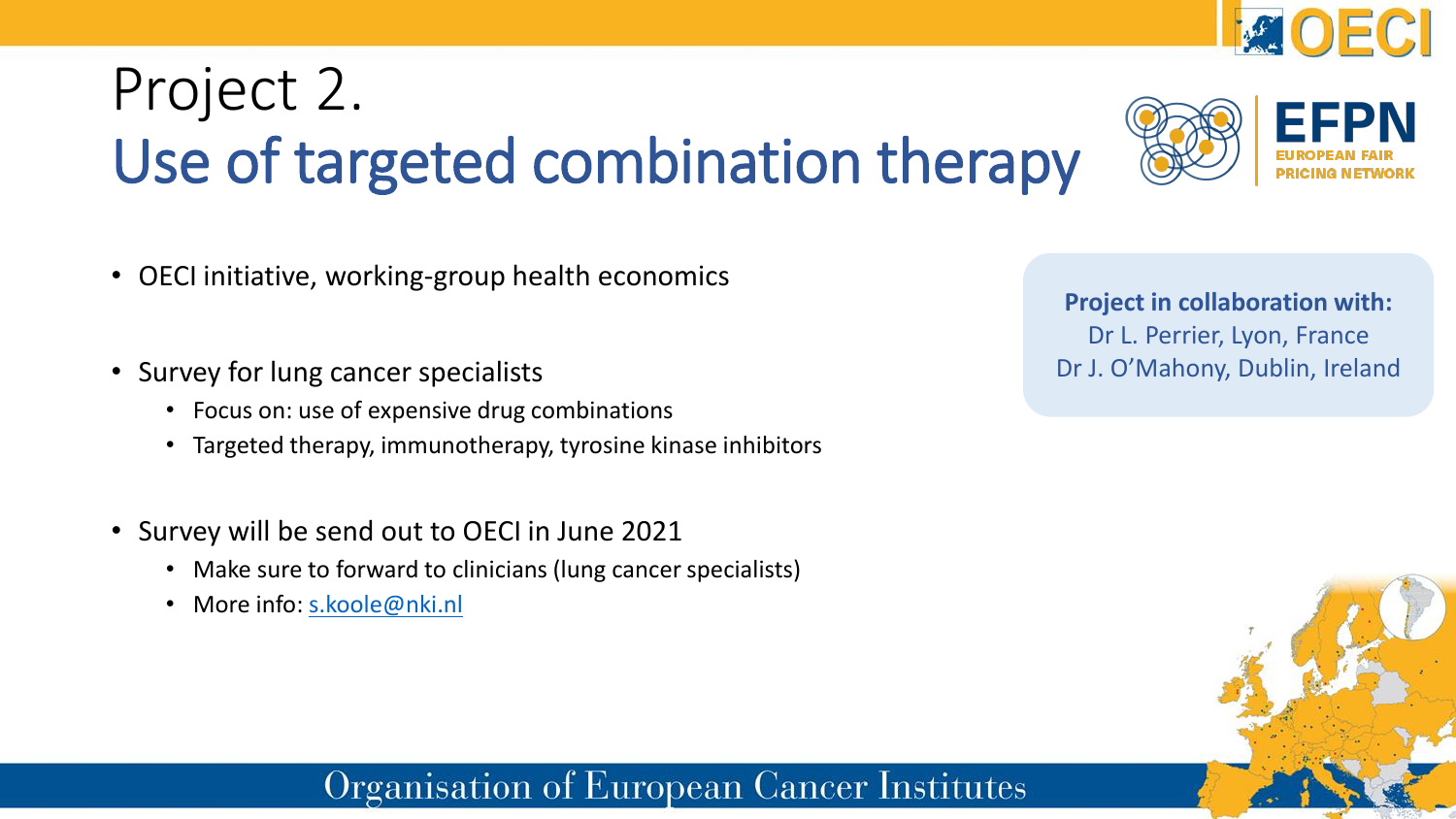# Project 2.
# Use of targeted combination therapy

- OECI initiative, working-group health economics
- Survey for lung cancer specialists
  - Focus on: use of expensive drug combinations
  - Targeted therapy, immunotherapy, tyrosine kinase inhibitors
- Survey will be send out to OECI in June 2021
  - Make sure to forward to clinicians (lung cancer specialists)
  - More info: s.koole@nki.nl

**Project in collaboration with:**
Dr L. Perrier, Lyon, France
Dr J. O'Mahony, Dublin, Ireland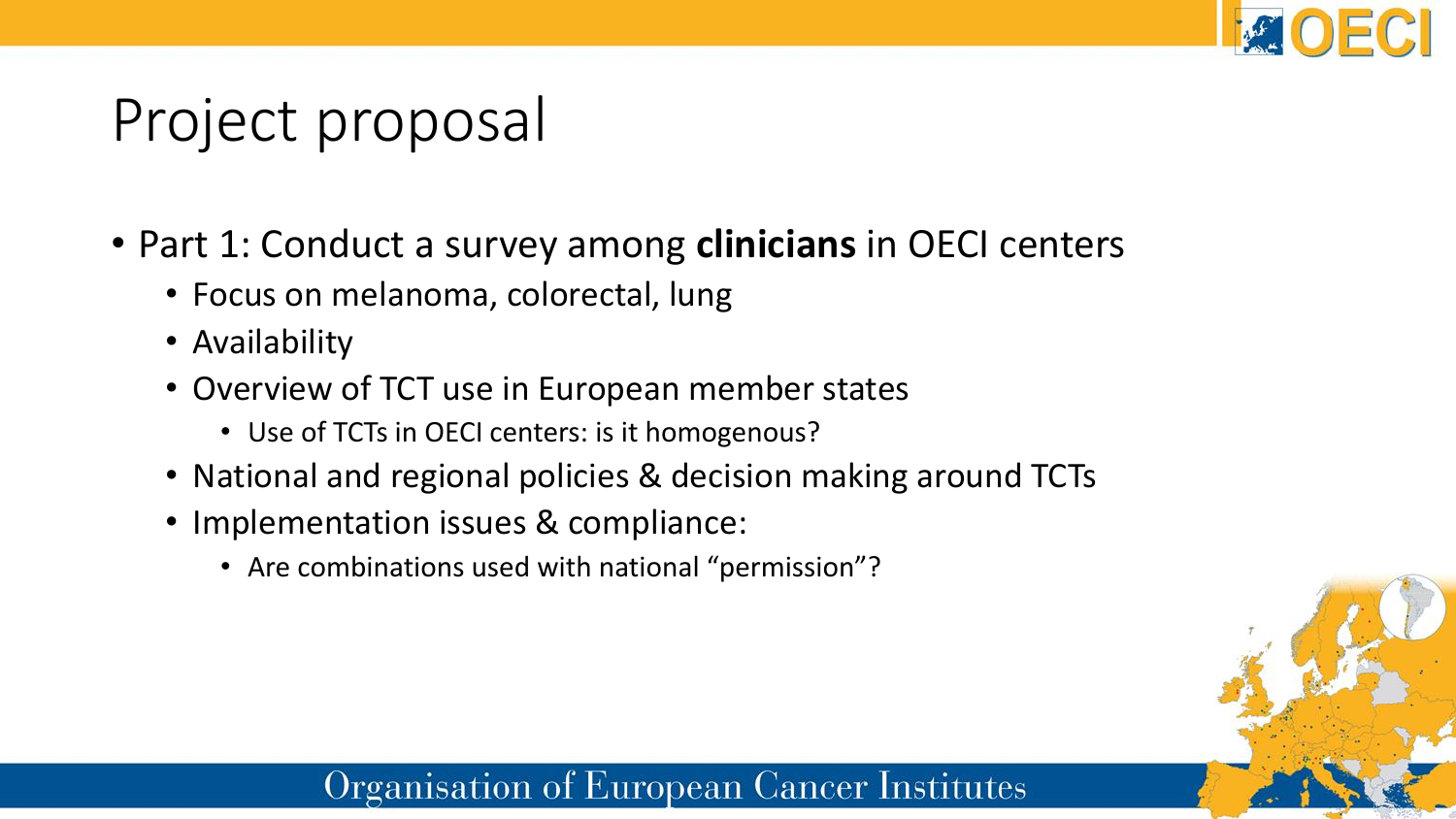# Project proposal

- Part 1: Conduct a survey among **clinicians** in OECI centers
  - Focus on melanoma, colorectal, lung
  - Availability
  - Overview of TCT use in European member states
    - Use of TCTs in OECI centers: is it homogenous?
  - National and regional policies & decision making around TCTs
  - Implementation issues & compliance:
    - Are combinations used with national "permission"?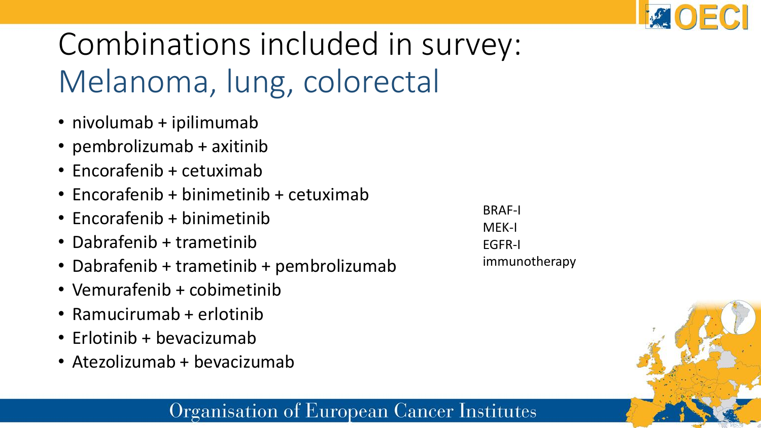# Combinations included in survey:

## Melanoma, lung, colorectal

- nivolumab + ipilimumab
- pembrolizumab + axitinib
- Encorafenib + cetuximab
- Encorafenib + binimetinib + cetuximab
- Encorafenib + binimetinib
- Dabrafenib + trametinib
- Dabrafenib + trametinib + pembrolizumab
- Vemurafenib + cobimetinib
- Ramucirumab + erlotinib
- Erlotinib + bevacizumab
- Atezolizumab + bevacizumab

BRAF-I
MEK-I
EGFR-I
immunotherapy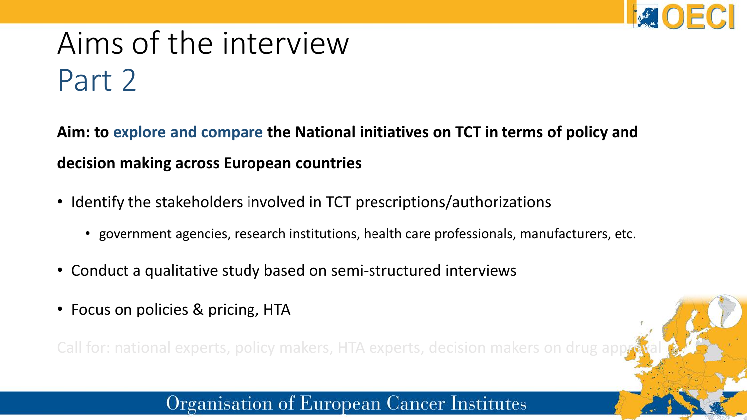# Aims of the interview
## Part 2

**Aim: to explore and compare the National initiatives on TCT in terms of policy and decision making across European countries**

- Identify the stakeholders involved in TCT prescriptions/authorizations
  - government agencies, research institutions, health care professionals, manufacturers, etc.
- Conduct a qualitative study based on semi-structured interviews
- Focus on policies & pricing, HTA

Call for: national experts, policy makers, HTA experts, decision makers on drug approval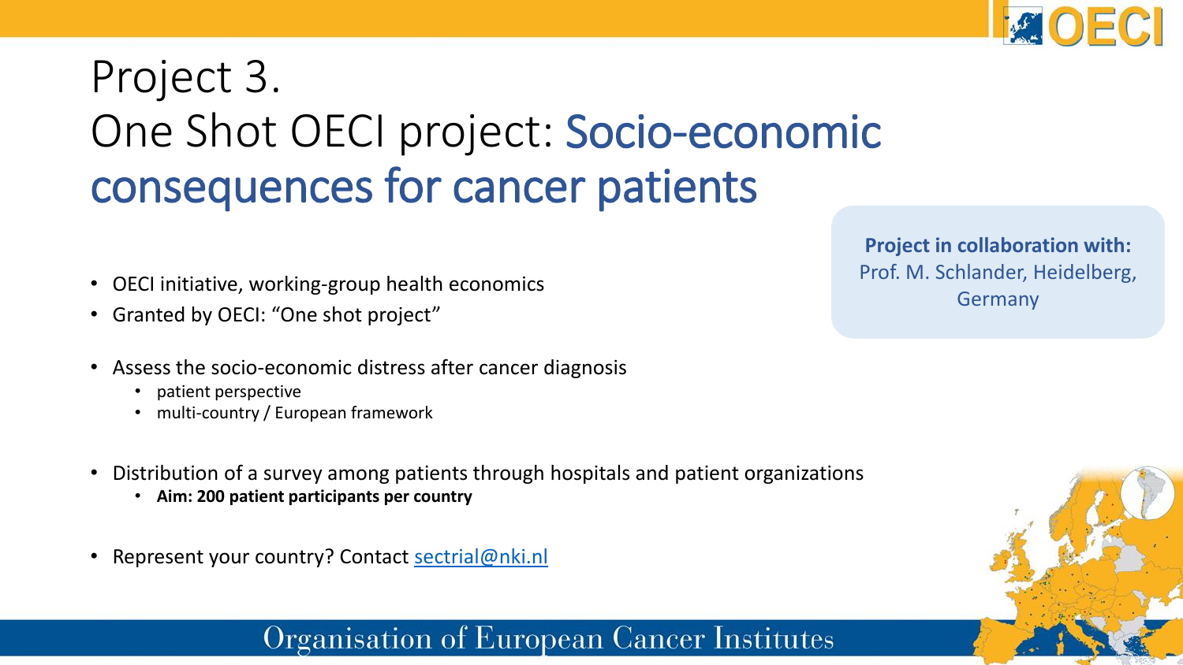# Project 3.
# One Shot OECI project: Socio-economic consequences for cancer patients

**Project in collaboration with:**
Prof. M. Schlander, Heidelberg, Germany

- OECI initiative, working-group health economics
- Granted by OECI: "One shot project"

- Assess the socio-economic distress after cancer diagnosis
  - patient perspective
  - multi-country / European framework

- Distribution of a survey among patients through hospitals and patient organizations
  - **Aim: 200 patient participants per country**

- Represent your country? Contact sectrial@nki.nl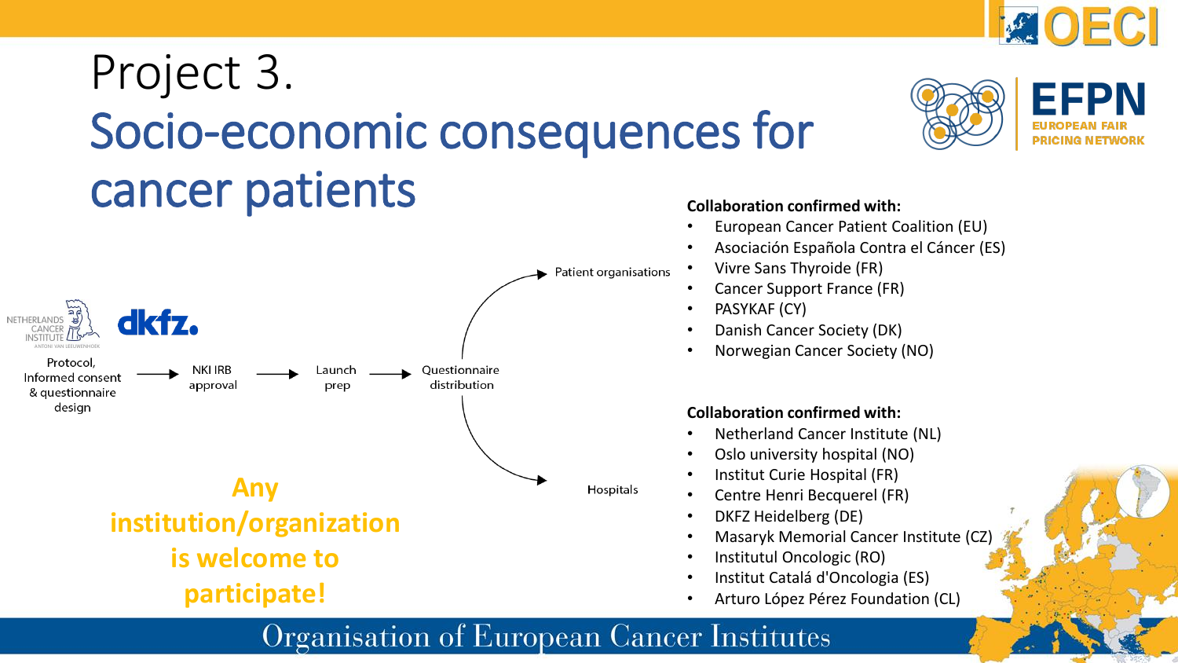# Project 3.

## Socio-economic consequences for cancer patients

Protocol, Informed consent & questionnaire design → NKI IRB approval → Launch prep → Questionnaire distribution → Patient organisations / Hospitals

**Any institution/organization is welcome to participate!**

**Collaboration confirmed with:**

- European Cancer Patient Coalition (EU)
- Asociación Española Contra el Cáncer (ES)
- Vivre Sans Thyroide (FR)
- Cancer Support France (FR)
- PASYKAF (CY)
- Danish Cancer Society (DK)
- Norwegian Cancer Society (NO)

**Collaboration confirmed with:**

- Netherland Cancer Institute (NL)
- Oslo university hospital (NO)
- Institut Curie Hospital (FR)
- Centre Henri Becquerel (FR)
- DKFZ Heidelberg (DE)
- Masaryk Memorial Cancer Institute (CZ)
- Institutul Oncologic (RO)
- Institut Catalá d'Oncologia (ES)
- Arturo López Pérez Foundation (CL)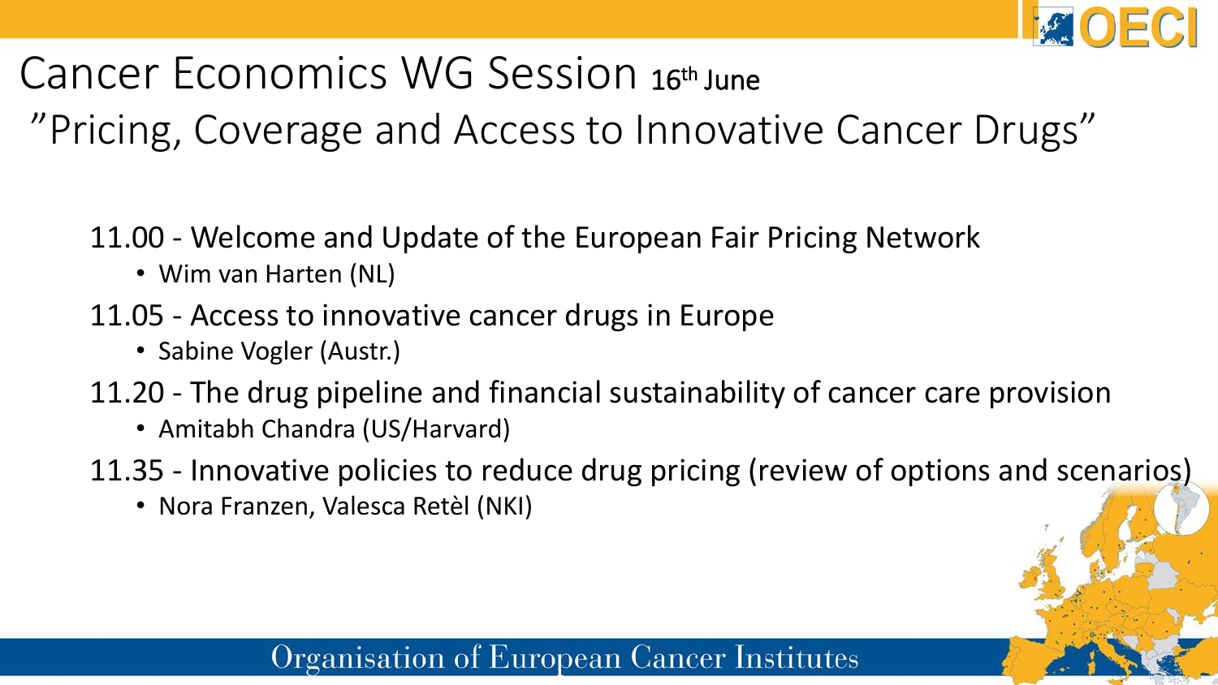# Cancer Economics WG Session 16th June

## ”Pricing, Coverage and Access to Innovative Cancer Drugs”

11.00 - Welcome and Update of the European Fair Pricing Network

- Wim van Harten (NL)

11.05 - Access to innovative cancer drugs in Europe

- Sabine Vogler (Austr.)

11.20 - The drug pipeline and financial sustainability of cancer care provision

- Amitabh Chandra (US/Harvard)

11.35 - Innovative policies to reduce drug pricing (review of options and scenarios)

- Nora Franzen, Valesca Retèl (NKI)

Organisation of European Cancer Institutes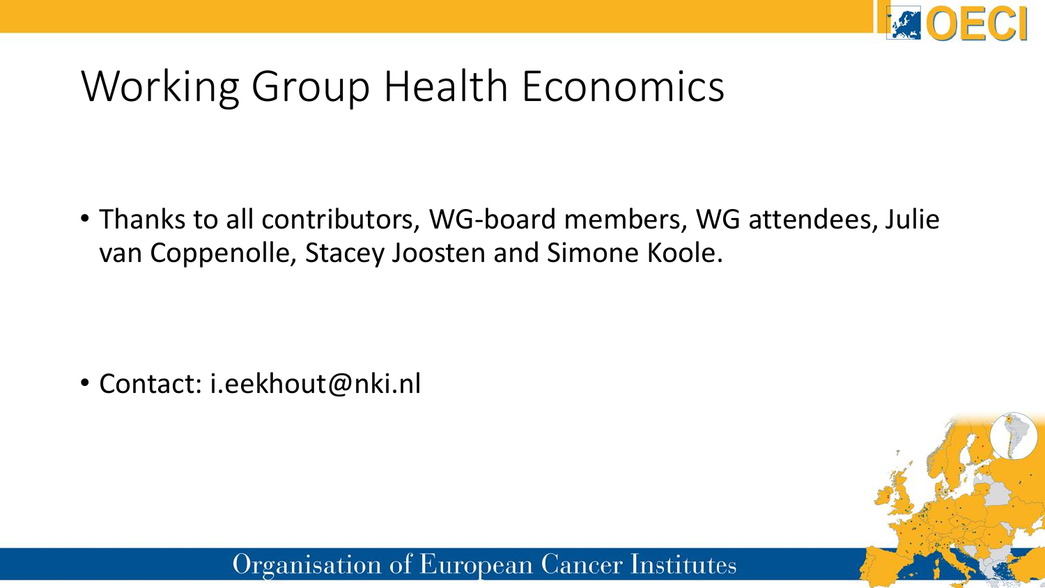# Working Group Health Economics

- Thanks to all contributors, WG-board members, WG attendees, Julie van Coppenolle, Stacey Joosten and Simone Koole.

- Contact: i.eekhout@nki.nl